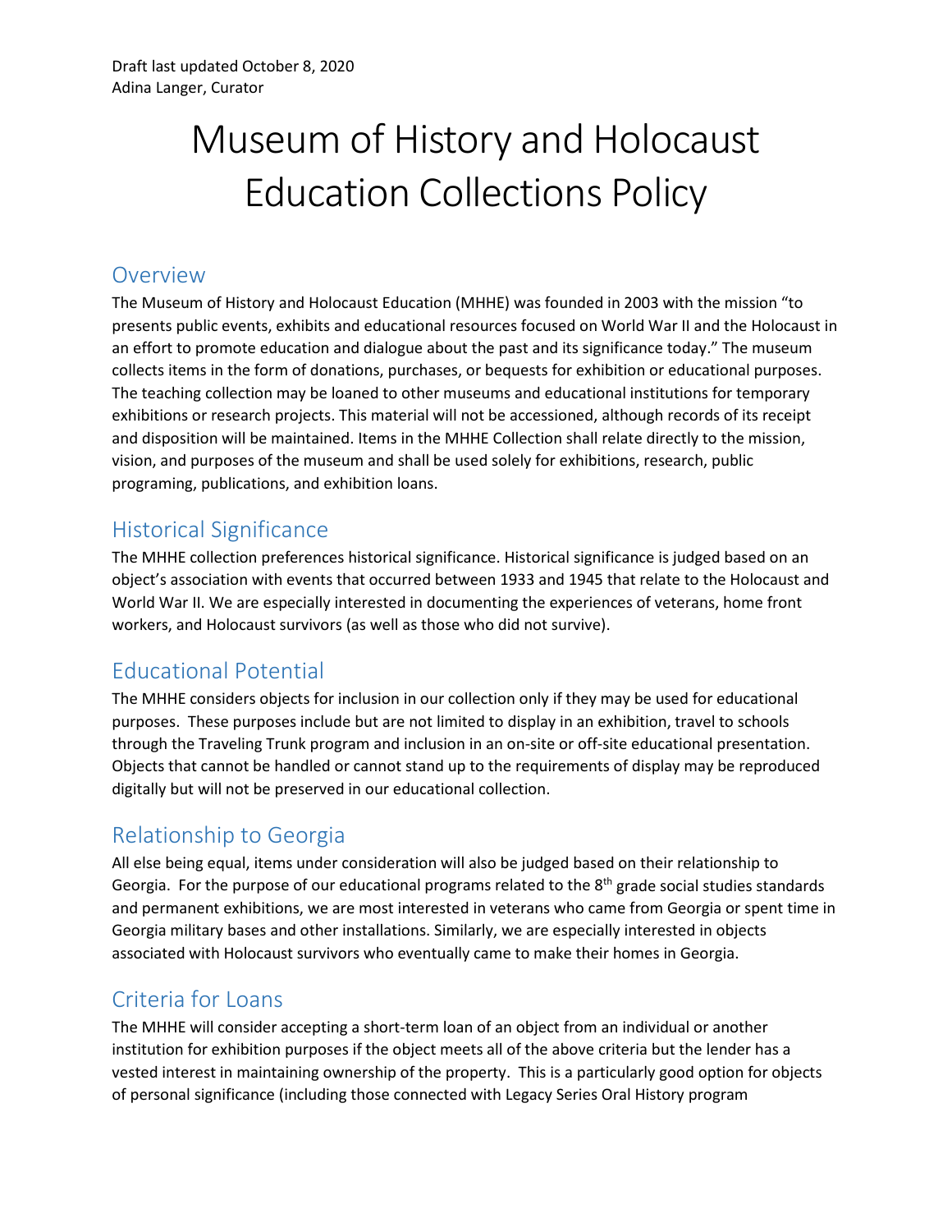Draft last updated October 8, 2020
Adina Langer, Curator

# Museum of History and Holocaust Education Collections Policy

## Overview

The Museum of History and Holocaust Education (MHHE) was founded in 2003 with the mission "to presents public events, exhibits and educational resources focused on World War II and the Holocaust in an effort to promote education and dialogue about the past and its significance today." The museum collects items in the form of donations, purchases, or bequests for exhibition or educational purposes. The teaching collection may be loaned to other museums and educational institutions for temporary exhibitions or research projects. This material will not be accessioned, although records of its receipt and disposition will be maintained. Items in the MHHE Collection shall relate directly to the mission, vision, and purposes of the museum and shall be used solely for exhibitions, research, public programing, publications, and exhibition loans.

## Historical Significance

The MHHE collection preferences historical significance. Historical significance is judged based on an object's association with events that occurred between 1933 and 1945 that relate to the Holocaust and World War II. We are especially interested in documenting the experiences of veterans, home front workers, and Holocaust survivors (as well as those who did not survive).

## Educational Potential

The MHHE considers objects for inclusion in our collection only if they may be used for educational purposes. These purposes include but are not limited to display in an exhibition, travel to schools through the Traveling Trunk program and inclusion in an on-site or off-site educational presentation. Objects that cannot be handled or cannot stand up to the requirements of display may be reproduced digitally but will not be preserved in our educational collection.

## Relationship to Georgia

All else being equal, items under consideration will also be judged based on their relationship to Georgia. For the purpose of our educational programs related to the 8th grade social studies standards and permanent exhibitions, we are most interested in veterans who came from Georgia or spent time in Georgia military bases and other installations. Similarly, we are especially interested in objects associated with Holocaust survivors who eventually came to make their homes in Georgia.

## Criteria for Loans

The MHHE will consider accepting a short-term loan of an object from an individual or another institution for exhibition purposes if the object meets all of the above criteria but the lender has a vested interest in maintaining ownership of the property. This is a particularly good option for objects of personal significance (including those connected with Legacy Series Oral History program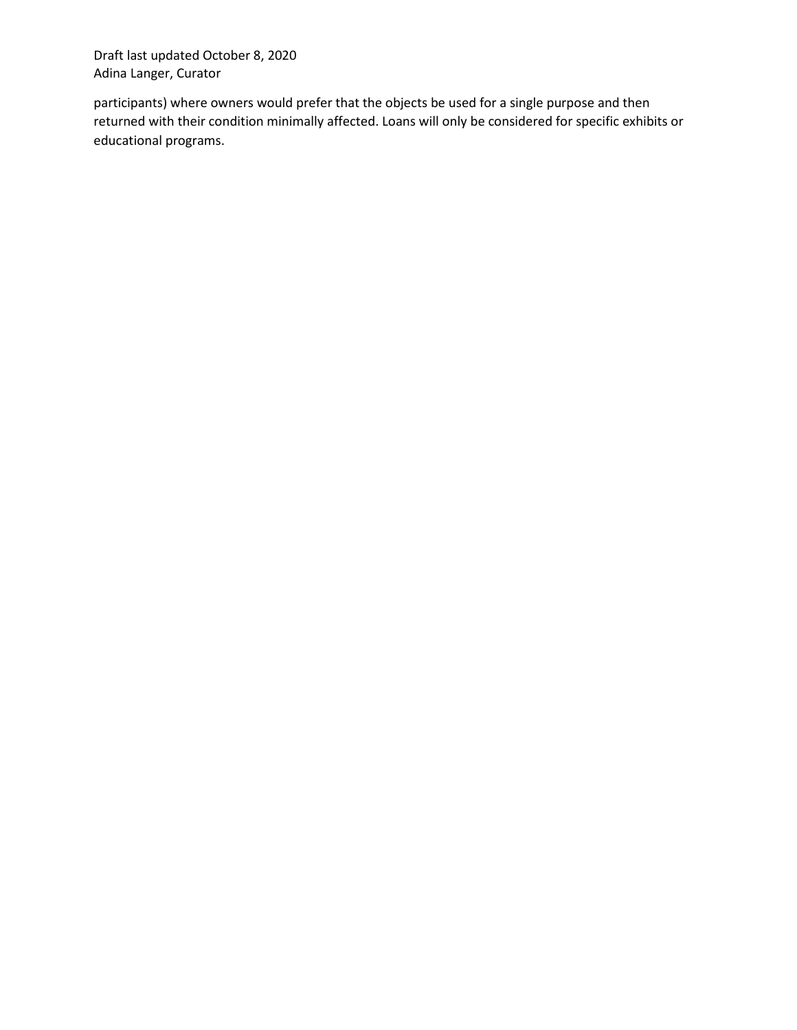participants) where owners would prefer that the objects be used for a single purpose and then returned with their condition minimally affected. Loans will only be considered for specific exhibits or educational programs.